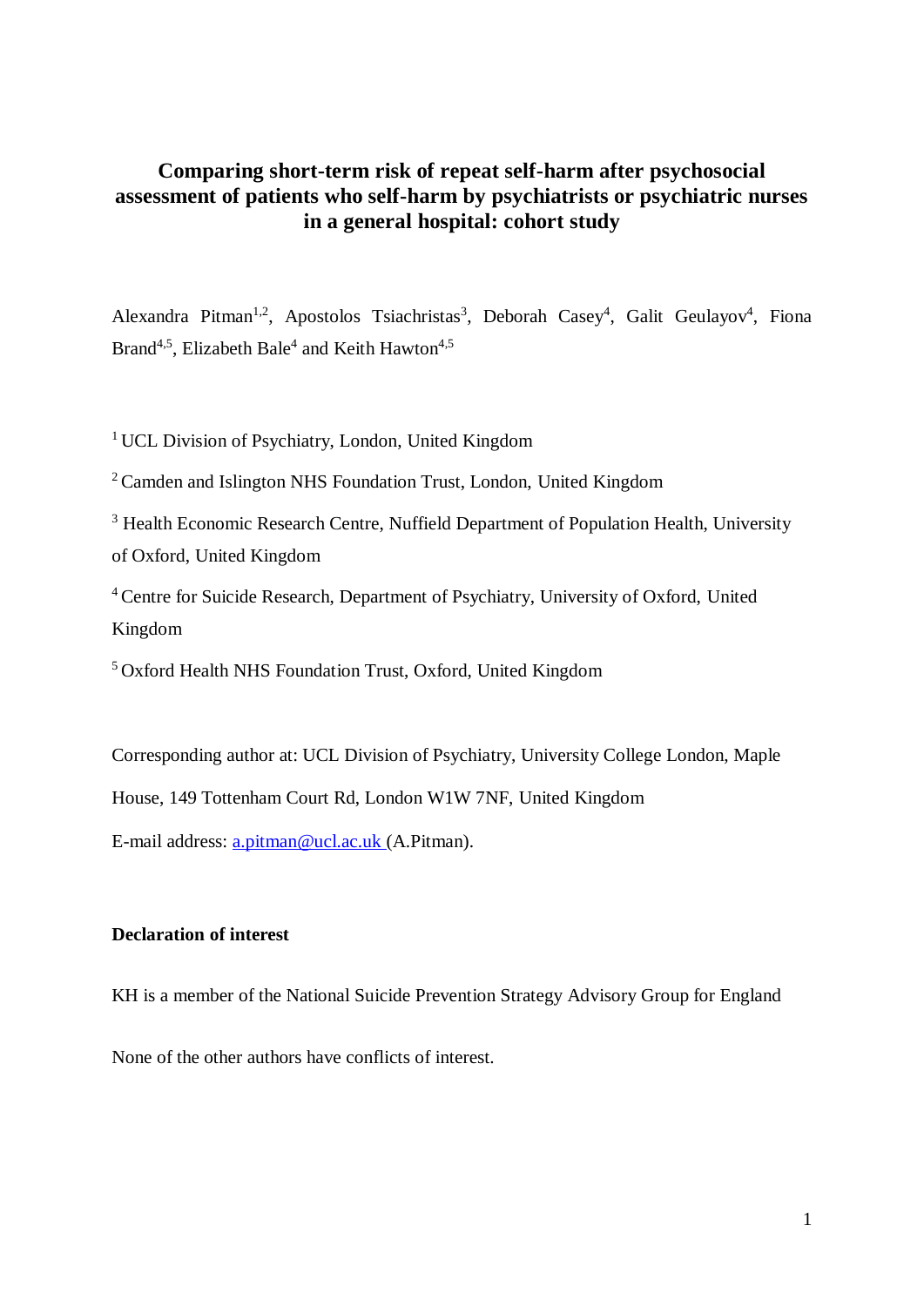# Comparing short-term risk of repeat self-harm after psychosocial assessment of patients who self-harm by psychiatrists or psychiatric nurses in a general hospital: cohort study

Alexandra Pitman[1,2], Apostolos Tsiachristas[3], Deborah Casey[4], Galit Geulayov[4], Fiona Brand[4,5], Elizabeth Bale[4] and Keith Hawton[4,5]

[1] UCL Division of Psychiatry, London, United Kingdom

[2] Camden and Islington NHS Foundation Trust, London, United Kingdom

[3] Health Economic Research Centre, Nuffield Department of Population Health, University of Oxford, United Kingdom

[4] Centre for Suicide Research, Department of Psychiatry, University of Oxford, United Kingdom

[5] Oxford Health NHS Foundation Trust, Oxford, United Kingdom

Corresponding author at: UCL Division of Psychiatry, University College London, Maple House, 149 Tottenham Court Rd, London W1W 7NF, United Kingdom

E-mail address: a.pitman@ucl.ac.uk (A.Pitman).

**Declaration of interest**

KH is a member of the National Suicide Prevention Strategy Advisory Group for England

None of the other authors have conflicts of interest.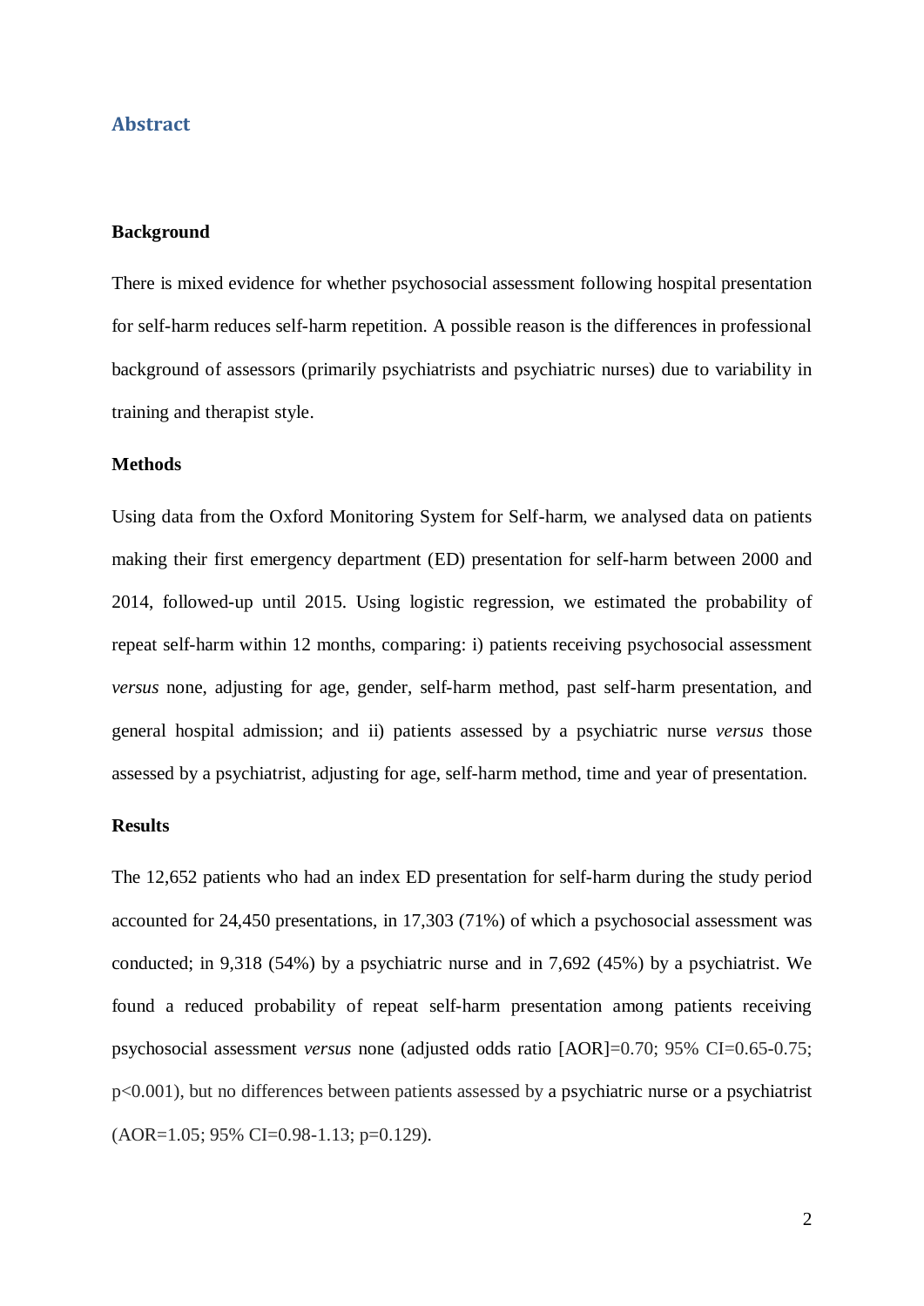## Abstract

### Background

There is mixed evidence for whether psychosocial assessment following hospital presentation for self-harm reduces self-harm repetition. A possible reason is the differences in professional background of assessors (primarily psychiatrists and psychiatric nurses) due to variability in training and therapist style.

### Methods

Using data from the Oxford Monitoring System for Self-harm, we analysed data on patients making their first emergency department (ED) presentation for self-harm between 2000 and 2014, followed-up until 2015. Using logistic regression, we estimated the probability of repeat self-harm within 12 months, comparing: i) patients receiving psychosocial assessment *versus* none, adjusting for age, gender, self-harm method, past self-harm presentation, and general hospital admission; and ii) patients assessed by a psychiatric nurse *versus* those assessed by a psychiatrist, adjusting for age, self-harm method, time and year of presentation.

### Results

The 12,652 patients who had an index ED presentation for self-harm during the study period accounted for 24,450 presentations, in 17,303 (71%) of which a psychosocial assessment was conducted; in 9,318 (54%) by a psychiatric nurse and in 7,692 (45%) by a psychiatrist. We found a reduced probability of repeat self-harm presentation among patients receiving psychosocial assessment *versus* none (adjusted odds ratio [AOR]=0.70; 95% CI=0.65-0.75; $p<0.001$), but no differences between patients assessed by a psychiatric nurse or a psychiatrist (AOR=1.05; 95% CI=0.98-1.13; $p=0.129$).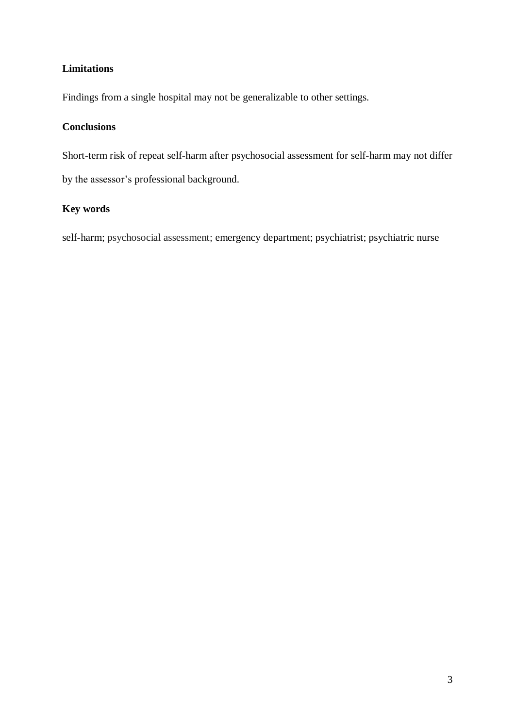**Limitations**

Findings from a single hospital may not be generalizable to other settings.

**Conclusions**

Short-term risk of repeat self-harm after psychosocial assessment for self-harm may not differ by the assessor's professional background.

**Key words**

self-harm; psychosocial assessment; emergency department; psychiatrist; psychiatric nurse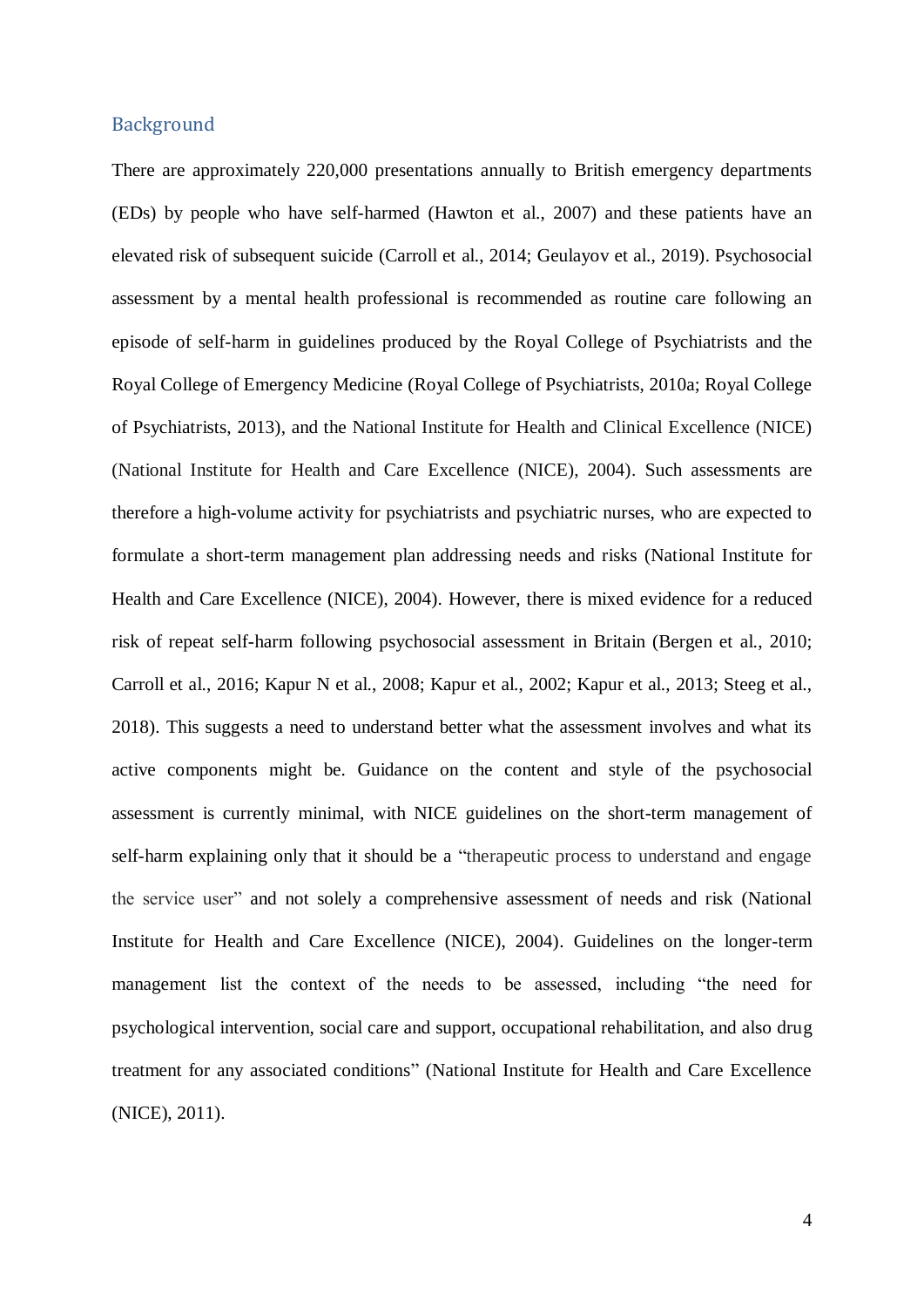## Background

There are approximately 220,000 presentations annually to British emergency departments (EDs) by people who have self-harmed (Hawton et al., 2007) and these patients have an elevated risk of subsequent suicide (Carroll et al., 2014; Geulayov et al., 2019). Psychosocial assessment by a mental health professional is recommended as routine care following an episode of self-harm in guidelines produced by the Royal College of Psychiatrists and the Royal College of Emergency Medicine (Royal College of Psychiatrists, 2010a; Royal College of Psychiatrists, 2013), and the National Institute for Health and Clinical Excellence (NICE) (National Institute for Health and Care Excellence (NICE), 2004). Such assessments are therefore a high-volume activity for psychiatrists and psychiatric nurses, who are expected to formulate a short-term management plan addressing needs and risks (National Institute for Health and Care Excellence (NICE), 2004). However, there is mixed evidence for a reduced risk of repeat self-harm following psychosocial assessment in Britain (Bergen et al., 2010; Carroll et al., 2016; Kapur N et al., 2008; Kapur et al., 2002; Kapur et al., 2013; Steeg et al., 2018). This suggests a need to understand better what the assessment involves and what its active components might be. Guidance on the content and style of the psychosocial assessment is currently minimal, with NICE guidelines on the short-term management of self-harm explaining only that it should be a "therapeutic process to understand and engage the service user" and not solely a comprehensive assessment of needs and risk (National Institute for Health and Care Excellence (NICE), 2004). Guidelines on the longer-term management list the context of the needs to be assessed, including "the need for psychological intervention, social care and support, occupational rehabilitation, and also drug treatment for any associated conditions" (National Institute for Health and Care Excellence (NICE), 2011).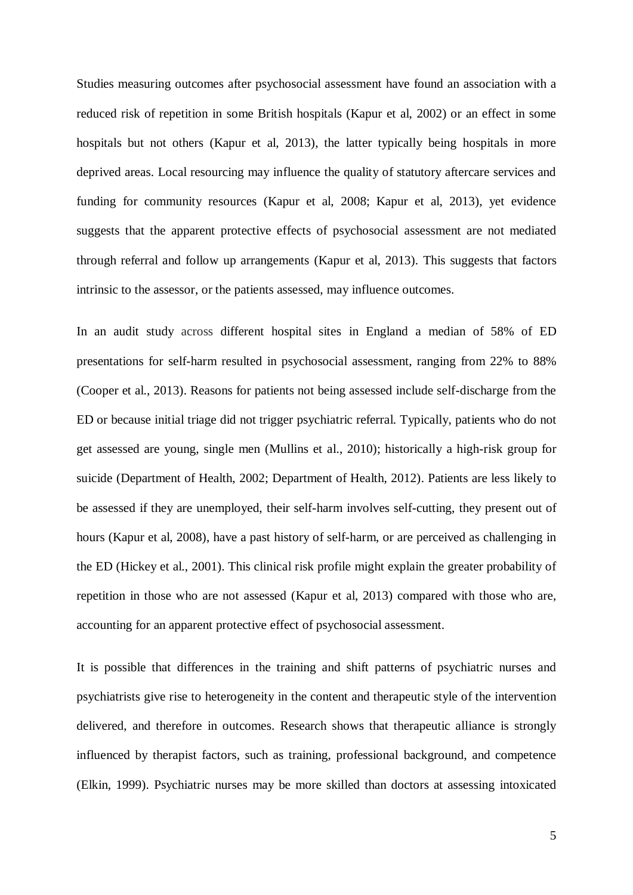Studies measuring outcomes after psychosocial assessment have found an association with a reduced risk of repetition in some British hospitals (Kapur et al, 2002) or an effect in some hospitals but not others (Kapur et al, 2013), the latter typically being hospitals in more deprived areas. Local resourcing may influence the quality of statutory aftercare services and funding for community resources (Kapur et al, 2008; Kapur et al, 2013), yet evidence suggests that the apparent protective effects of psychosocial assessment are not mediated through referral and follow up arrangements (Kapur et al, 2013). This suggests that factors intrinsic to the assessor, or the patients assessed, may influence outcomes.

In an audit study across different hospital sites in England a median of 58% of ED presentations for self-harm resulted in psychosocial assessment, ranging from 22% to 88% (Cooper et al., 2013). Reasons for patients not being assessed include self-discharge from the ED or because initial triage did not trigger psychiatric referral. Typically, patients who do not get assessed are young, single men (Mullins et al., 2010); historically a high-risk group for suicide (Department of Health, 2002; Department of Health, 2012). Patients are less likely to be assessed if they are unemployed, their self-harm involves self-cutting, they present out of hours (Kapur et al, 2008), have a past history of self-harm, or are perceived as challenging in the ED (Hickey et al., 2001). This clinical risk profile might explain the greater probability of repetition in those who are not assessed (Kapur et al, 2013) compared with those who are, accounting for an apparent protective effect of psychosocial assessment.

It is possible that differences in the training and shift patterns of psychiatric nurses and psychiatrists give rise to heterogeneity in the content and therapeutic style of the intervention delivered, and therefore in outcomes. Research shows that therapeutic alliance is strongly influenced by therapist factors, such as training, professional background, and competence (Elkin, 1999). Psychiatric nurses may be more skilled than doctors at assessing intoxicated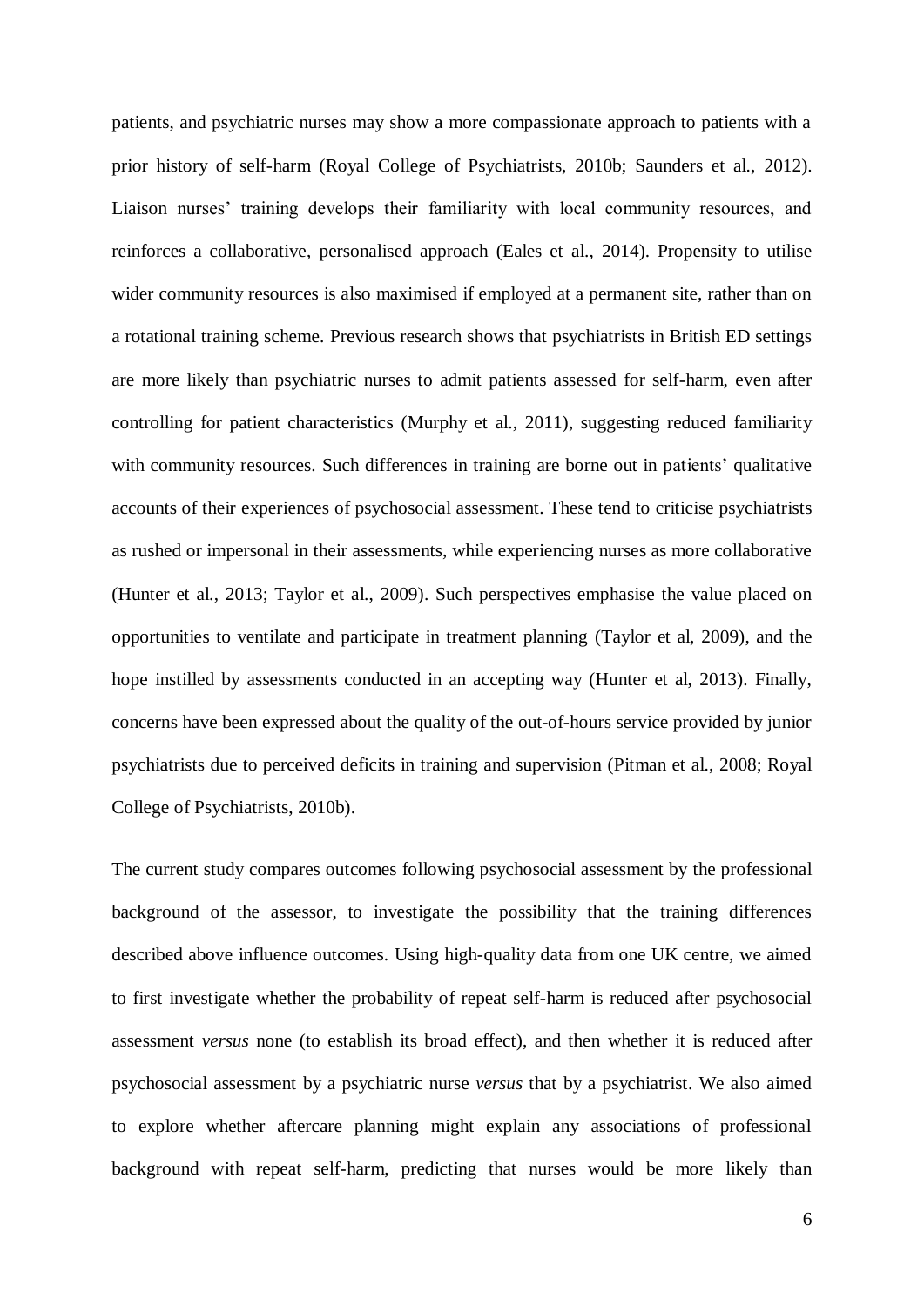patients, and psychiatric nurses may show a more compassionate approach to patients with a prior history of self-harm (Royal College of Psychiatrists, 2010b; Saunders et al., 2012). Liaison nurses' training develops their familiarity with local community resources, and reinforces a collaborative, personalised approach (Eales et al., 2014). Propensity to utilise wider community resources is also maximised if employed at a permanent site, rather than on a rotational training scheme. Previous research shows that psychiatrists in British ED settings are more likely than psychiatric nurses to admit patients assessed for self-harm, even after controlling for patient characteristics (Murphy et al., 2011), suggesting reduced familiarity with community resources. Such differences in training are borne out in patients' qualitative accounts of their experiences of psychosocial assessment. These tend to criticise psychiatrists as rushed or impersonal in their assessments, while experiencing nurses as more collaborative (Hunter et al., 2013; Taylor et al., 2009). Such perspectives emphasise the value placed on opportunities to ventilate and participate in treatment planning (Taylor et al, 2009), and the hope instilled by assessments conducted in an accepting way (Hunter et al, 2013). Finally, concerns have been expressed about the quality of the out-of-hours service provided by junior psychiatrists due to perceived deficits in training and supervision (Pitman et al., 2008; Royal College of Psychiatrists, 2010b).

The current study compares outcomes following psychosocial assessment by the professional background of the assessor, to investigate the possibility that the training differences described above influence outcomes. Using high-quality data from one UK centre, we aimed to first investigate whether the probability of repeat self-harm is reduced after psychosocial assessment *versus* none (to establish its broad effect), and then whether it is reduced after psychosocial assessment by a psychiatric nurse *versus* that by a psychiatrist. We also aimed to explore whether aftercare planning might explain any associations of professional background with repeat self-harm, predicting that nurses would be more likely than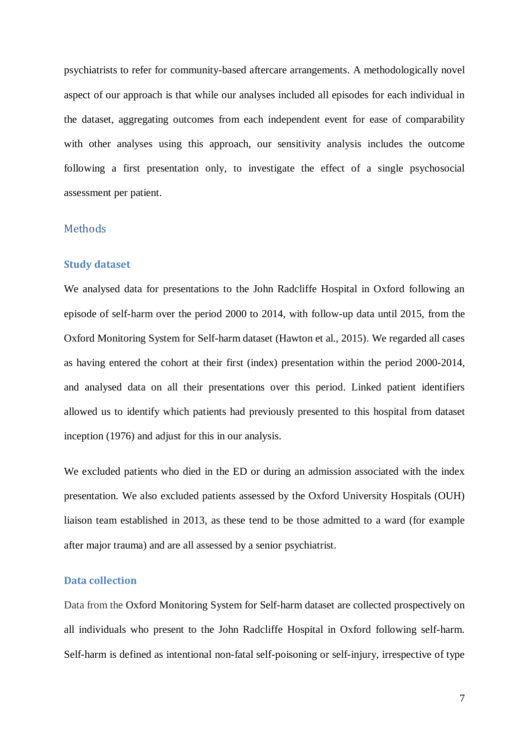psychiatrists to refer for community-based aftercare arrangements. A methodologically novel aspect of our approach is that while our analyses included all episodes for each individual in the dataset, aggregating outcomes from each independent event for ease of comparability with other analyses using this approach, our sensitivity analysis includes the outcome following a first presentation only, to investigate the effect of a single psychosocial assessment per patient.

## Methods

### Study dataset

We analysed data for presentations to the John Radcliffe Hospital in Oxford following an episode of self-harm over the period 2000 to 2014, with follow-up data until 2015, from the Oxford Monitoring System for Self-harm dataset (Hawton et al., 2015). We regarded all cases as having entered the cohort at their first (index) presentation within the period 2000-2014, and analysed data on all their presentations over this period. Linked patient identifiers allowed us to identify which patients had previously presented to this hospital from dataset inception (1976) and adjust for this in our analysis.

We excluded patients who died in the ED or during an admission associated with the index presentation. We also excluded patients assessed by the Oxford University Hospitals (OUH) liaison team established in 2013, as these tend to be those admitted to a ward (for example after major trauma) and are all assessed by a senior psychiatrist.

### Data collection

Data from the Oxford Monitoring System for Self-harm dataset are collected prospectively on all individuals who present to the John Radcliffe Hospital in Oxford following self-harm. Self-harm is defined as intentional non-fatal self-poisoning or self-injury, irrespective of type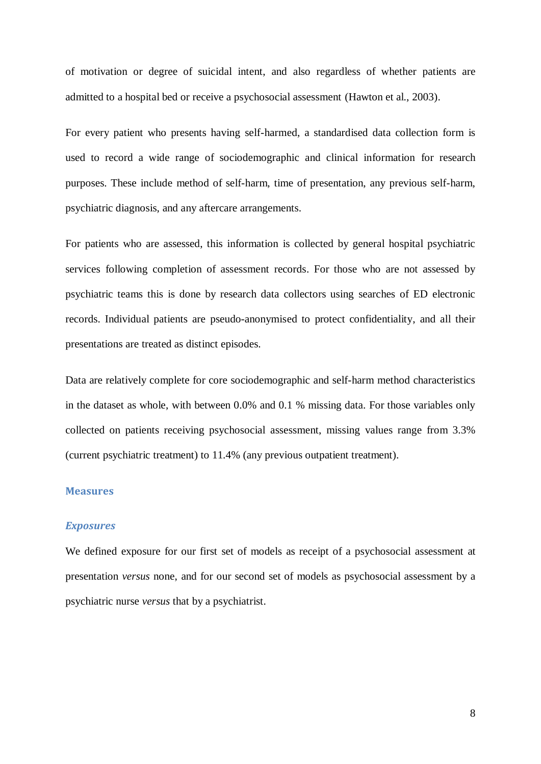of motivation or degree of suicidal intent, and also regardless of whether patients are admitted to a hospital bed or receive a psychosocial assessment (Hawton et al., 2003).

For every patient who presents having self-harmed, a standardised data collection form is used to record a wide range of sociodemographic and clinical information for research purposes. These include method of self-harm, time of presentation, any previous self-harm, psychiatric diagnosis, and any aftercare arrangements.

For patients who are assessed, this information is collected by general hospital psychiatric services following completion of assessment records. For those who are not assessed by psychiatric teams this is done by research data collectors using searches of ED electronic records. Individual patients are pseudo-anonymised to protect confidentiality, and all their presentations are treated as distinct episodes.

Data are relatively complete for core sociodemographic and self-harm method characteristics in the dataset as whole, with between 0.0% and 0.1 % missing data. For those variables only collected on patients receiving psychosocial assessment, missing values range from 3.3% (current psychiatric treatment) to 11.4% (any previous outpatient treatment).

## Measures

### *Exposures*

We defined exposure for our first set of models as receipt of a psychosocial assessment at presentation *versus* none, and for our second set of models as psychosocial assessment by a psychiatric nurse *versus* that by a psychiatrist.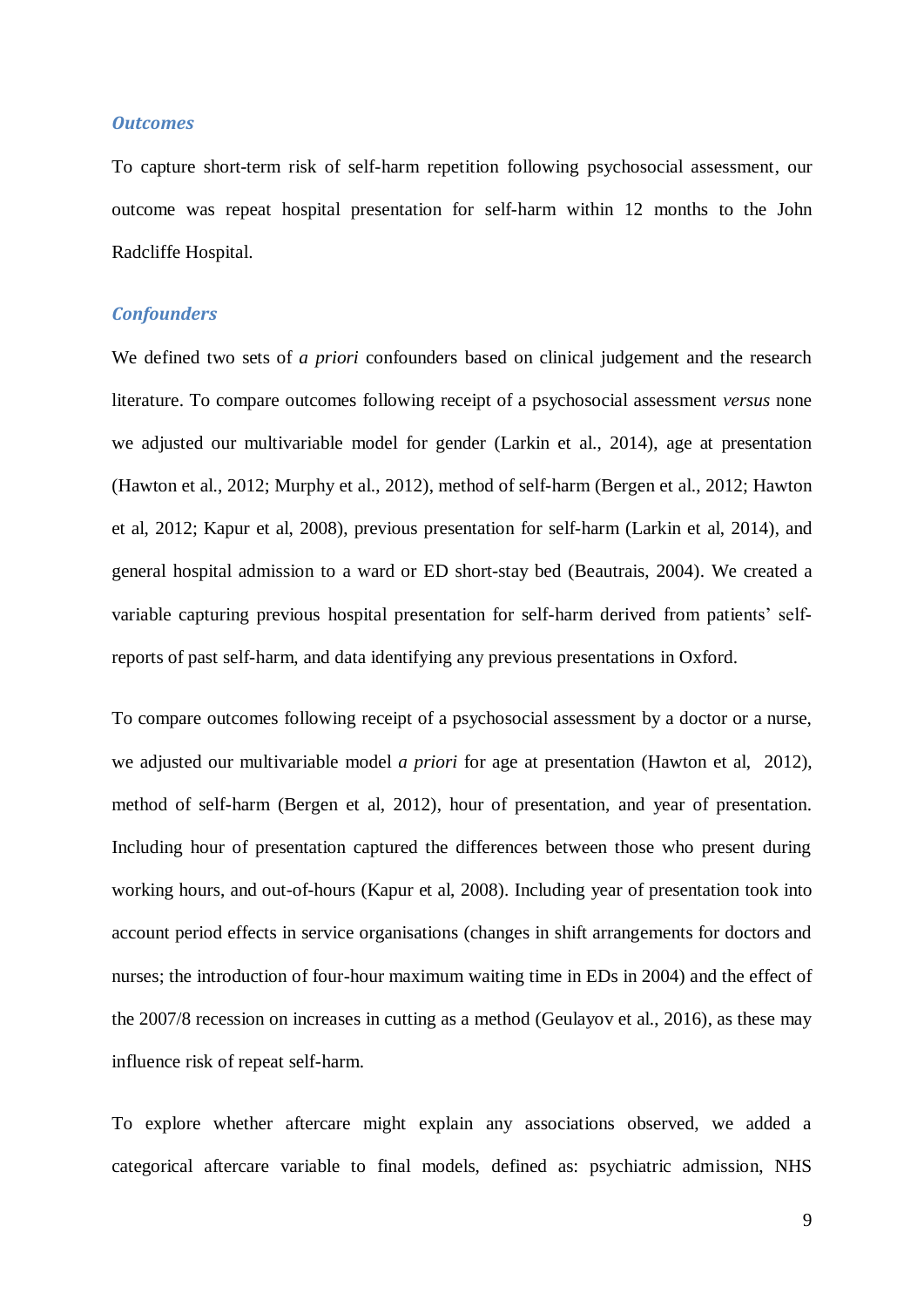### *Outcomes*

To capture short-term risk of self-harm repetition following psychosocial assessment, our outcome was repeat hospital presentation for self-harm within 12 months to the John Radcliffe Hospital.

### *Confounders*

We defined two sets of *a priori* confounders based on clinical judgement and the research literature. To compare outcomes following receipt of a psychosocial assessment *versus* none we adjusted our multivariable model for gender (Larkin et al., 2014), age at presentation (Hawton et al., 2012; Murphy et al., 2012), method of self-harm (Bergen et al., 2012; Hawton et al, 2012; Kapur et al, 2008), previous presentation for self-harm (Larkin et al, 2014), and general hospital admission to a ward or ED short-stay bed (Beautrais, 2004). We created a variable capturing previous hospital presentation for self-harm derived from patients' self-reports of past self-harm, and data identifying any previous presentations in Oxford.

To compare outcomes following receipt of a psychosocial assessment by a doctor or a nurse, we adjusted our multivariable model *a priori* for age at presentation (Hawton et al, 2012), method of self-harm (Bergen et al, 2012), hour of presentation, and year of presentation. Including hour of presentation captured the differences between those who present during working hours, and out-of-hours (Kapur et al, 2008). Including year of presentation took into account period effects in service organisations (changes in shift arrangements for doctors and nurses; the introduction of four-hour maximum waiting time in EDs in 2004) and the effect of the 2007/8 recession on increases in cutting as a method (Geulayov et al., 2016), as these may influence risk of repeat self-harm.

To explore whether aftercare might explain any associations observed, we added a categorical aftercare variable to final models, defined as: psychiatric admission, NHS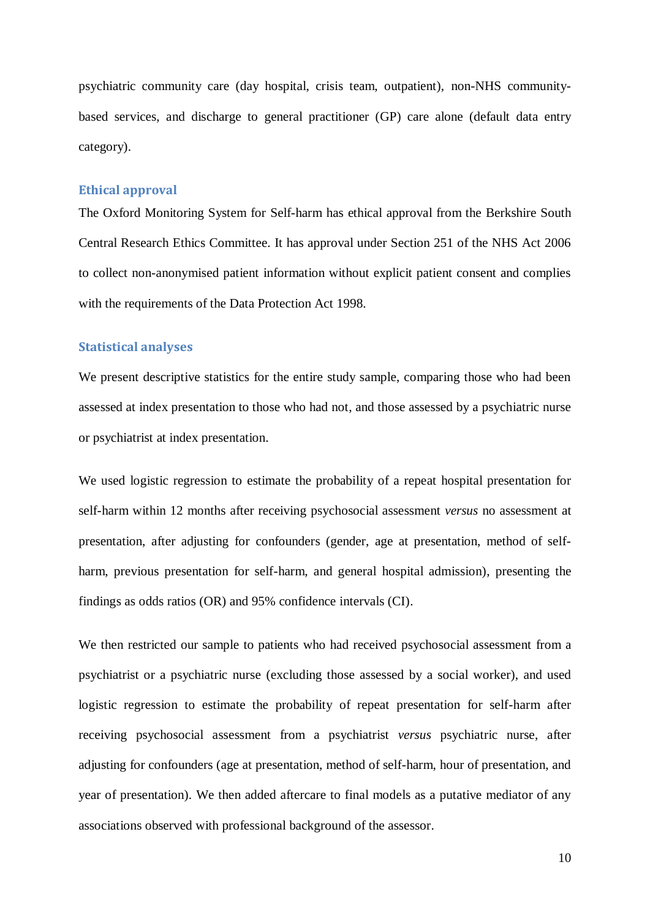psychiatric community care (day hospital, crisis team, outpatient), non-NHS community-based services, and discharge to general practitioner (GP) care alone (default data entry category).

### Ethical approval

The Oxford Monitoring System for Self-harm has ethical approval from the Berkshire South Central Research Ethics Committee. It has approval under Section 251 of the NHS Act 2006 to collect non-anonymised patient information without explicit patient consent and complies with the requirements of the Data Protection Act 1998.

### Statistical analyses

We present descriptive statistics for the entire study sample, comparing those who had been assessed at index presentation to those who had not, and those assessed by a psychiatric nurse or psychiatrist at index presentation.

We used logistic regression to estimate the probability of a repeat hospital presentation for self-harm within 12 months after receiving psychosocial assessment *versus* no assessment at presentation, after adjusting for confounders (gender, age at presentation, method of self-harm, previous presentation for self-harm, and general hospital admission), presenting the findings as odds ratios (OR) and 95% confidence intervals (CI).

We then restricted our sample to patients who had received psychosocial assessment from a psychiatrist or a psychiatric nurse (excluding those assessed by a social worker), and used logistic regression to estimate the probability of repeat presentation for self-harm after receiving psychosocial assessment from a psychiatrist *versus* psychiatric nurse, after adjusting for confounders (age at presentation, method of self-harm, hour of presentation, and year of presentation). We then added aftercare to final models as a putative mediator of any associations observed with professional background of the assessor.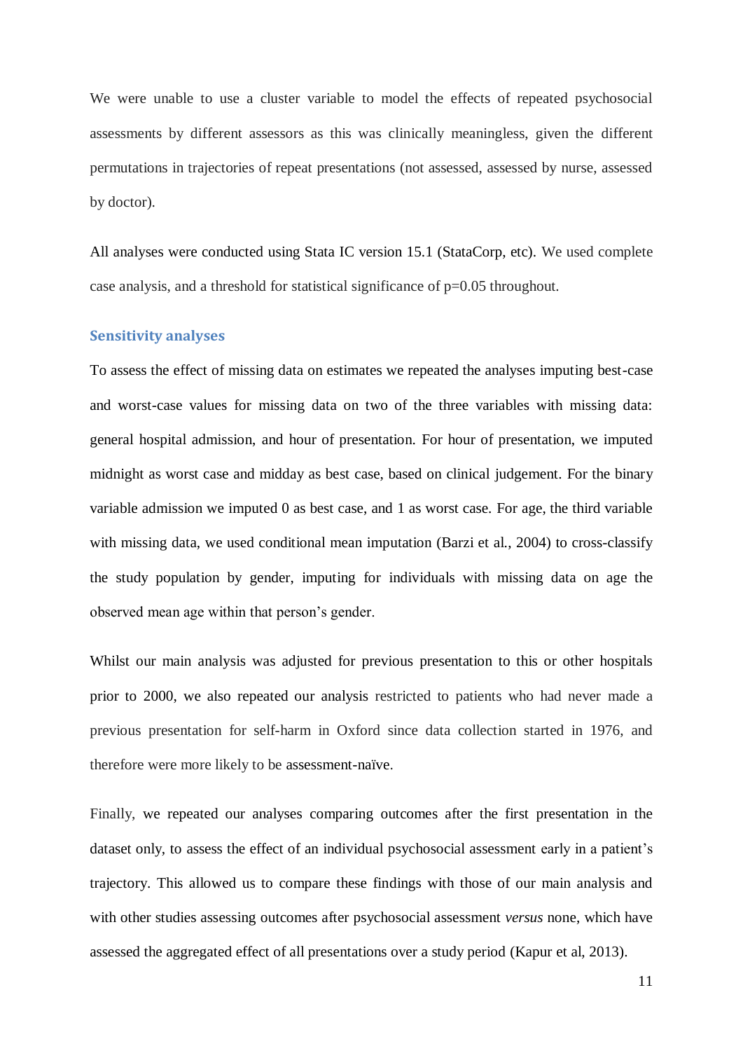We were unable to use a cluster variable to model the effects of repeated psychosocial assessments by different assessors as this was clinically meaningless, given the different permutations in trajectories of repeat presentations (not assessed, assessed by nurse, assessed by doctor).

All analyses were conducted using Stata IC version 15.1 (StataCorp, etc). We used complete case analysis, and a threshold for statistical significance of p=0.05 throughout.

## Sensitivity analyses

To assess the effect of missing data on estimates we repeated the analyses imputing best-case and worst-case values for missing data on two of the three variables with missing data: general hospital admission, and hour of presentation. For hour of presentation, we imputed midnight as worst case and midday as best case, based on clinical judgement. For the binary variable admission we imputed 0 as best case, and 1 as worst case. For age, the third variable with missing data, we used conditional mean imputation (Barzi et al., 2004) to cross-classify the study population by gender, imputing for individuals with missing data on age the observed mean age within that person's gender.

Whilst our main analysis was adjusted for previous presentation to this or other hospitals prior to 2000, we also repeated our analysis restricted to patients who had never made a previous presentation for self-harm in Oxford since data collection started in 1976, and therefore were more likely to be assessment-naïve.

Finally, we repeated our analyses comparing outcomes after the first presentation in the dataset only, to assess the effect of an individual psychosocial assessment early in a patient's trajectory. This allowed us to compare these findings with those of our main analysis and with other studies assessing outcomes after psychosocial assessment *versus* none, which have assessed the aggregated effect of all presentations over a study period (Kapur et al, 2013).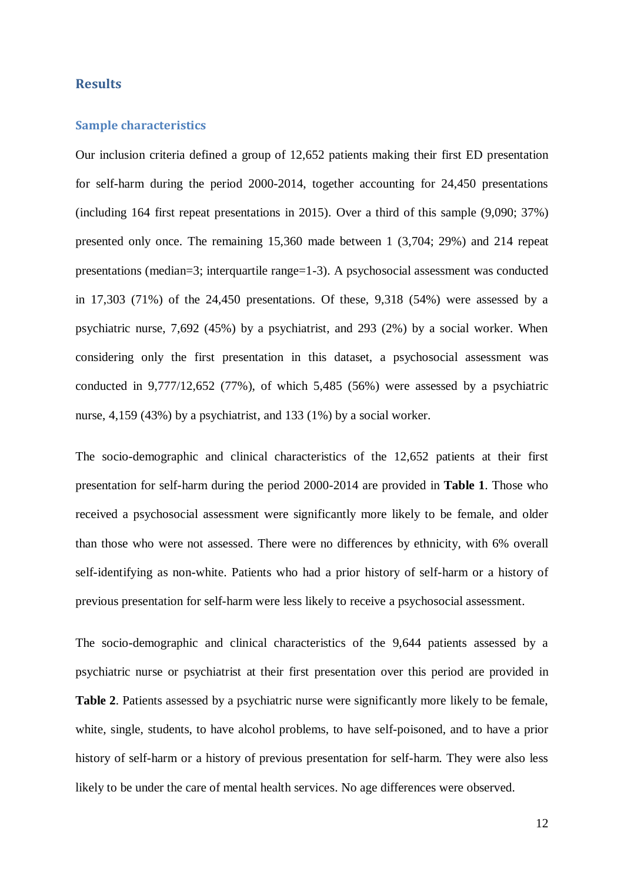## Results

### Sample characteristics

Our inclusion criteria defined a group of 12,652 patients making their first ED presentation for self-harm during the period 2000-2014, together accounting for 24,450 presentations (including 164 first repeat presentations in 2015). Over a third of this sample (9,090; 37%) presented only once. The remaining 15,360 made between 1 (3,704; 29%) and 214 repeat presentations (median=3; interquartile range=1-3). A psychosocial assessment was conducted in 17,303 (71%) of the 24,450 presentations. Of these, 9,318 (54%) were assessed by a psychiatric nurse, 7,692 (45%) by a psychiatrist, and 293 (2%) by a social worker. When considering only the first presentation in this dataset, a psychosocial assessment was conducted in 9,777/12,652 (77%), of which 5,485 (56%) were assessed by a psychiatric nurse, 4,159 (43%) by a psychiatrist, and 133 (1%) by a social worker.

The socio-demographic and clinical characteristics of the 12,652 patients at their first presentation for self-harm during the period 2000-2014 are provided in **Table 1**. Those who received a psychosocial assessment were significantly more likely to be female, and older than those who were not assessed. There were no differences by ethnicity, with 6% overall self-identifying as non-white. Patients who had a prior history of self-harm or a history of previous presentation for self-harm were less likely to receive a psychosocial assessment.

The socio-demographic and clinical characteristics of the 9,644 patients assessed by a psychiatric nurse or psychiatrist at their first presentation over this period are provided in **Table 2**. Patients assessed by a psychiatric nurse were significantly more likely to be female, white, single, students, to have alcohol problems, to have self-poisoned, and to have a prior history of self-harm or a history of previous presentation for self-harm. They were also less likely to be under the care of mental health services. No age differences were observed.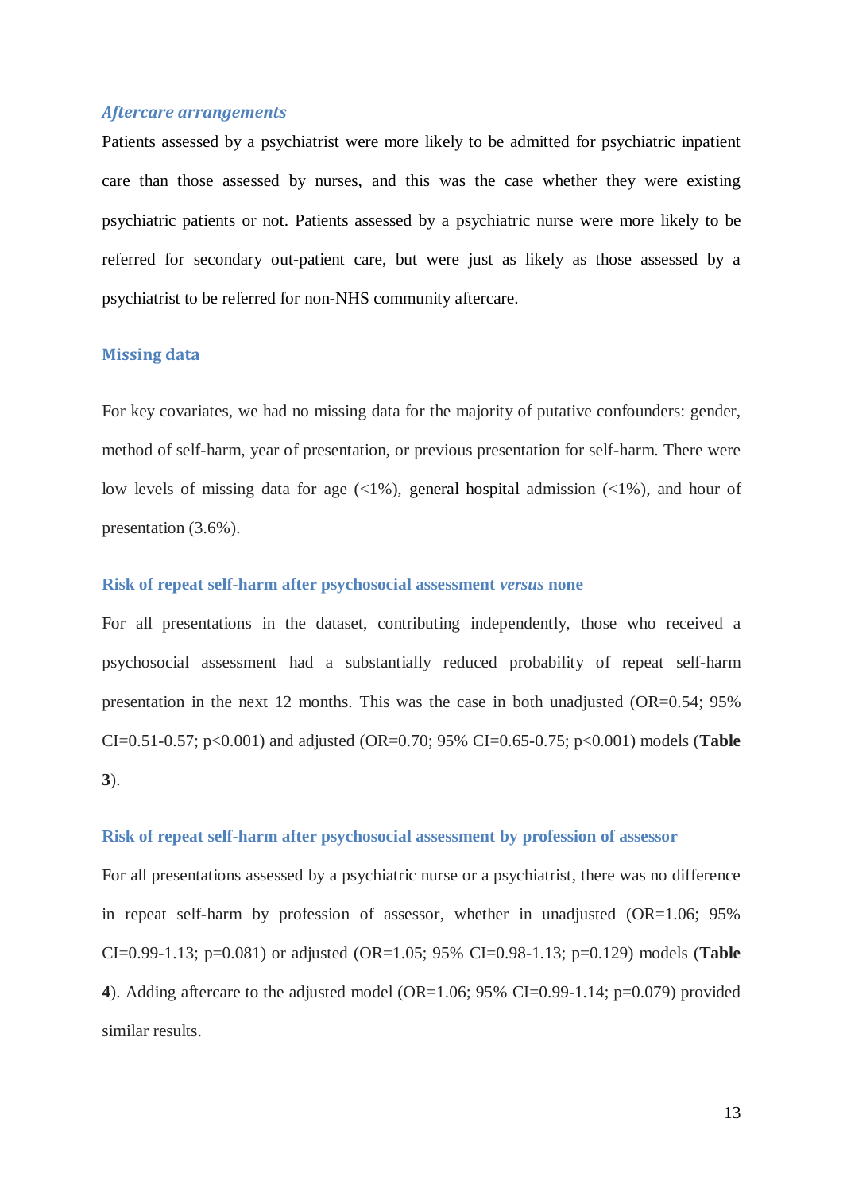### *Aftercare arrangements*

Patients assessed by a psychiatrist were more likely to be admitted for psychiatric inpatient care than those assessed by nurses, and this was the case whether they were existing psychiatric patients or not. Patients assessed by a psychiatric nurse were more likely to be referred for secondary out-patient care, but were just as likely as those assessed by a psychiatrist to be referred for non-NHS community aftercare.

## Missing data

For key covariates, we had no missing data for the majority of putative confounders: gender, method of self-harm, year of presentation, or previous presentation for self-harm. There were low levels of missing data for age (<1%), general hospital admission (<1%), and hour of presentation (3.6%).

### Risk of repeat self-harm after psychosocial assessment *versus* none

For all presentations in the dataset, contributing independently, those who received a psychosocial assessment had a substantially reduced probability of repeat self-harm presentation in the next 12 months. This was the case in both unadjusted (OR=0.54; 95% CI=0.51-0.57; p<0.001) and adjusted (OR=0.70; 95% CI=0.65-0.75; p<0.001) models (**Table 3**).

### Risk of repeat self-harm after psychosocial assessment by profession of assessor

For all presentations assessed by a psychiatric nurse or a psychiatrist, there was no difference in repeat self-harm by profession of assessor, whether in unadjusted (OR=1.06; 95% CI=0.99-1.13; p=0.081) or adjusted (OR=1.05; 95% CI=0.98-1.13; p=0.129) models (**Table 4**). Adding aftercare to the adjusted model (OR=1.06; 95% CI=0.99-1.14; p=0.079) provided similar results.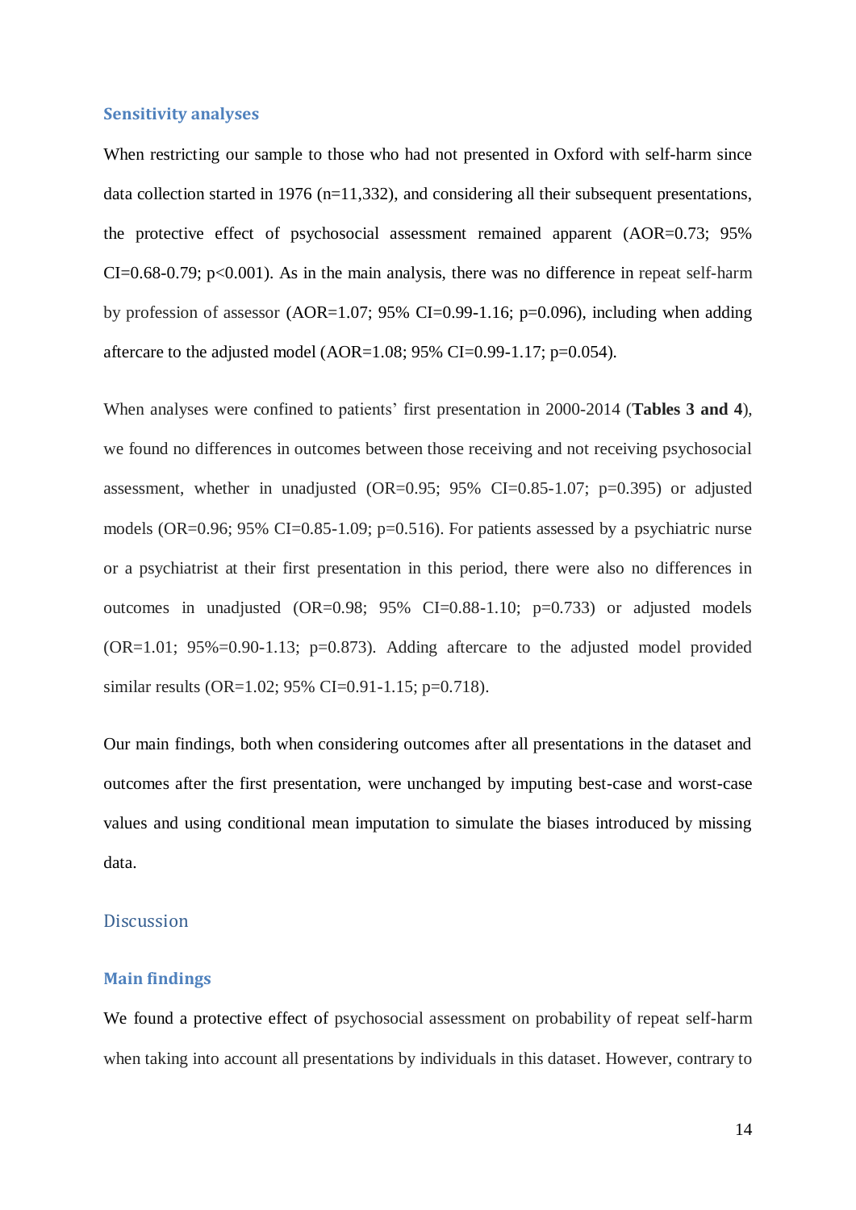### Sensitivity analyses

When restricting our sample to those who had not presented in Oxford with self-harm since data collection started in 1976 (n=11,332), and considering all their subsequent presentations, the protective effect of psychosocial assessment remained apparent (AOR=0.73; 95% CI=0.68-0.79; p<0.001). As in the main analysis, there was no difference in repeat self-harm by profession of assessor (AOR=1.07; 95% CI=0.99-1.16; p=0.096), including when adding aftercare to the adjusted model (AOR=1.08; 95% CI=0.99-1.17; p=0.054).

When analyses were confined to patients' first presentation in 2000-2014 (**Tables 3 and 4**), we found no differences in outcomes between those receiving and not receiving psychosocial assessment, whether in unadjusted (OR=0.95; 95% CI=0.85-1.07; p=0.395) or adjusted models (OR=0.96; 95% CI=0.85-1.09; p=0.516). For patients assessed by a psychiatric nurse or a psychiatrist at their first presentation in this period, there were also no differences in outcomes in unadjusted (OR=0.98; 95% CI=0.88-1.10; p=0.733) or adjusted models (OR=1.01; 95%=0.90-1.13; p=0.873). Adding aftercare to the adjusted model provided similar results (OR=1.02; 95% CI=0.91-1.15; p=0.718).

Our main findings, both when considering outcomes after all presentations in the dataset and outcomes after the first presentation, were unchanged by imputing best-case and worst-case values and using conditional mean imputation to simulate the biases introduced by missing data.

## Discussion

### Main findings

We found a protective effect of psychosocial assessment on probability of repeat self-harm when taking into account all presentations by individuals in this dataset. However, contrary to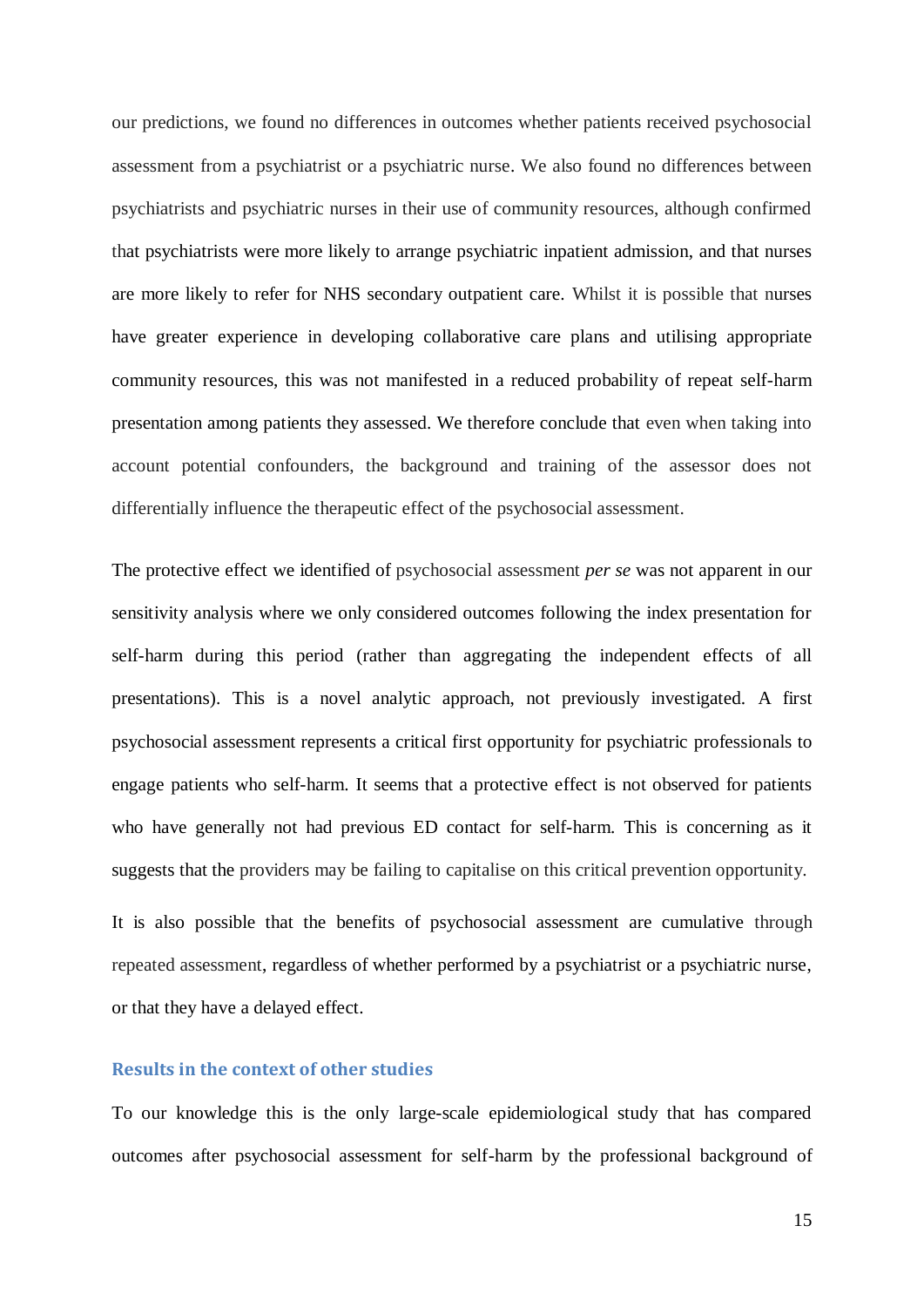our predictions, we found no differences in outcomes whether patients received psychosocial assessment from a psychiatrist or a psychiatric nurse. We also found no differences between psychiatrists and psychiatric nurses in their use of community resources, although confirmed that psychiatrists were more likely to arrange psychiatric inpatient admission, and that nurses are more likely to refer for NHS secondary outpatient care. Whilst it is possible that nurses have greater experience in developing collaborative care plans and utilising appropriate community resources, this was not manifested in a reduced probability of repeat self-harm presentation among patients they assessed. We therefore conclude that even when taking into account potential confounders, the background and training of the assessor does not differentially influence the therapeutic effect of the psychosocial assessment.

The protective effect we identified of psychosocial assessment *per se* was not apparent in our sensitivity analysis where we only considered outcomes following the index presentation for self-harm during this period (rather than aggregating the independent effects of all presentations). This is a novel analytic approach, not previously investigated. A first psychosocial assessment represents a critical first opportunity for psychiatric professionals to engage patients who self-harm. It seems that a protective effect is not observed for patients who have generally not had previous ED contact for self-harm. This is concerning as it suggests that the providers may be failing to capitalise on this critical prevention opportunity.

It is also possible that the benefits of psychosocial assessment are cumulative through repeated assessment, regardless of whether performed by a psychiatrist or a psychiatric nurse, or that they have a delayed effect.

## Results in the context of other studies

To our knowledge this is the only large-scale epidemiological study that has compared outcomes after psychosocial assessment for self-harm by the professional background of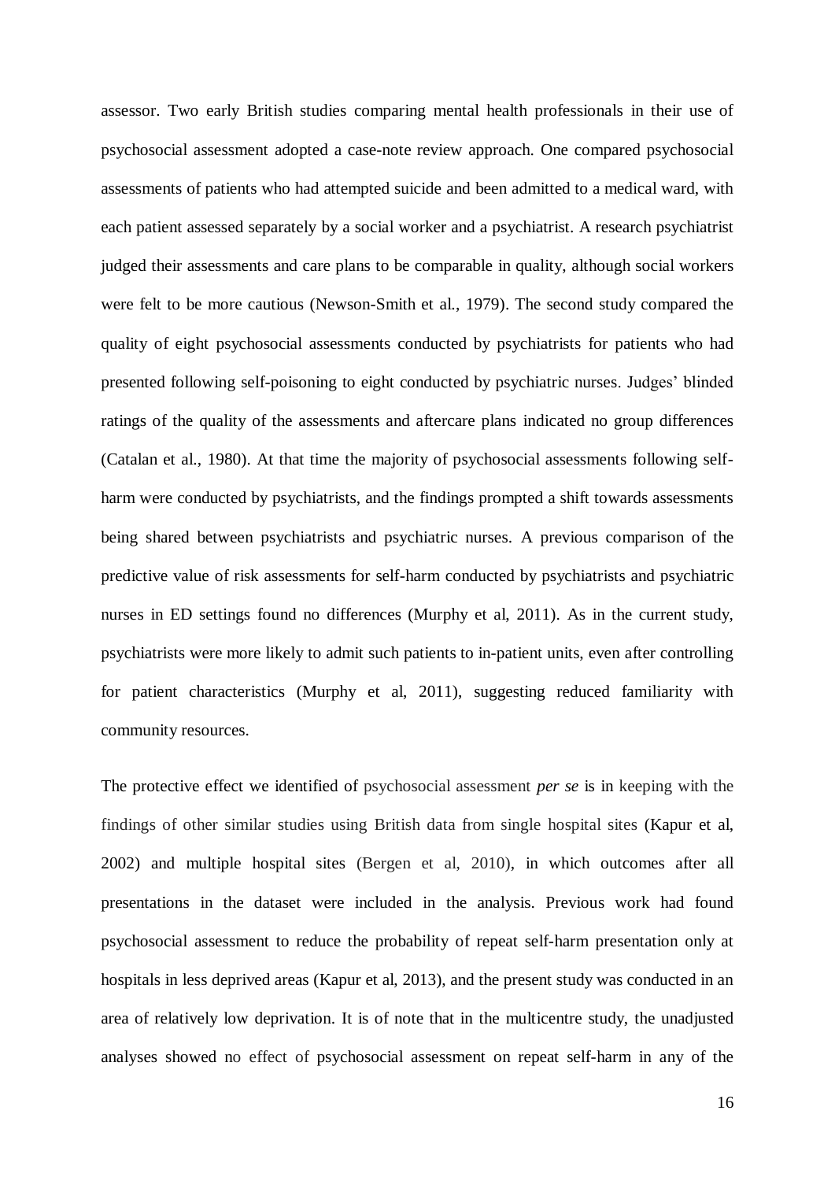assessor. Two early British studies comparing mental health professionals in their use of psychosocial assessment adopted a case-note review approach. One compared psychosocial assessments of patients who had attempted suicide and been admitted to a medical ward, with each patient assessed separately by a social worker and a psychiatrist. A research psychiatrist judged their assessments and care plans to be comparable in quality, although social workers were felt to be more cautious (Newson-Smith et al., 1979). The second study compared the quality of eight psychosocial assessments conducted by psychiatrists for patients who had presented following self-poisoning to eight conducted by psychiatric nurses. Judges' blinded ratings of the quality of the assessments and aftercare plans indicated no group differences (Catalan et al., 1980). At that time the majority of psychosocial assessments following self-harm were conducted by psychiatrists, and the findings prompted a shift towards assessments being shared between psychiatrists and psychiatric nurses. A previous comparison of the predictive value of risk assessments for self-harm conducted by psychiatrists and psychiatric nurses in ED settings found no differences (Murphy et al, 2011). As in the current study, psychiatrists were more likely to admit such patients to in-patient units, even after controlling for patient characteristics (Murphy et al, 2011), suggesting reduced familiarity with community resources.

The protective effect we identified of psychosocial assessment *per se* is in keeping with the findings of other similar studies using British data from single hospital sites (Kapur et al, 2002) and multiple hospital sites (Bergen et al, 2010), in which outcomes after all presentations in the dataset were included in the analysis. Previous work had found psychosocial assessment to reduce the probability of repeat self-harm presentation only at hospitals in less deprived areas (Kapur et al, 2013), and the present study was conducted in an area of relatively low deprivation. It is of note that in the multicentre study, the unadjusted analyses showed no effect of psychosocial assessment on repeat self-harm in any of the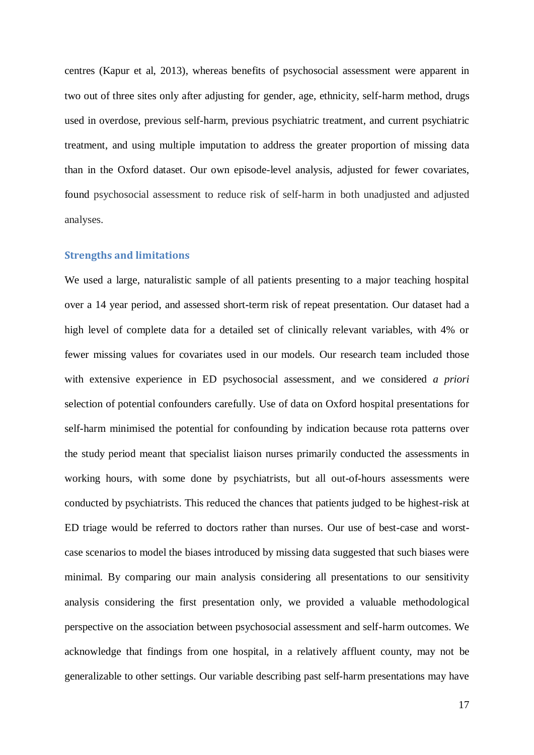centres (Kapur et al, 2013), whereas benefits of psychosocial assessment were apparent in two out of three sites only after adjusting for gender, age, ethnicity, self-harm method, drugs used in overdose, previous self-harm, previous psychiatric treatment, and current psychiatric treatment, and using multiple imputation to address the greater proportion of missing data than in the Oxford dataset. Our own episode-level analysis, adjusted for fewer covariates, found psychosocial assessment to reduce risk of self-harm in both unadjusted and adjusted analyses.

### Strengths and limitations

We used a large, naturalistic sample of all patients presenting to a major teaching hospital over a 14 year period, and assessed short-term risk of repeat presentation. Our dataset had a high level of complete data for a detailed set of clinically relevant variables, with 4% or fewer missing values for covariates used in our models. Our research team included those with extensive experience in ED psychosocial assessment, and we considered *a priori* selection of potential confounders carefully. Use of data on Oxford hospital presentations for self-harm minimised the potential for confounding by indication because rota patterns over the study period meant that specialist liaison nurses primarily conducted the assessments in working hours, with some done by psychiatrists, but all out-of-hours assessments were conducted by psychiatrists. This reduced the chances that patients judged to be highest-risk at ED triage would be referred to doctors rather than nurses. Our use of best-case and worst-case scenarios to model the biases introduced by missing data suggested that such biases were minimal. By comparing our main analysis considering all presentations to our sensitivity analysis considering the first presentation only, we provided a valuable methodological perspective on the association between psychosocial assessment and self-harm outcomes. We acknowledge that findings from one hospital, in a relatively affluent county, may not be generalizable to other settings. Our variable describing past self-harm presentations may have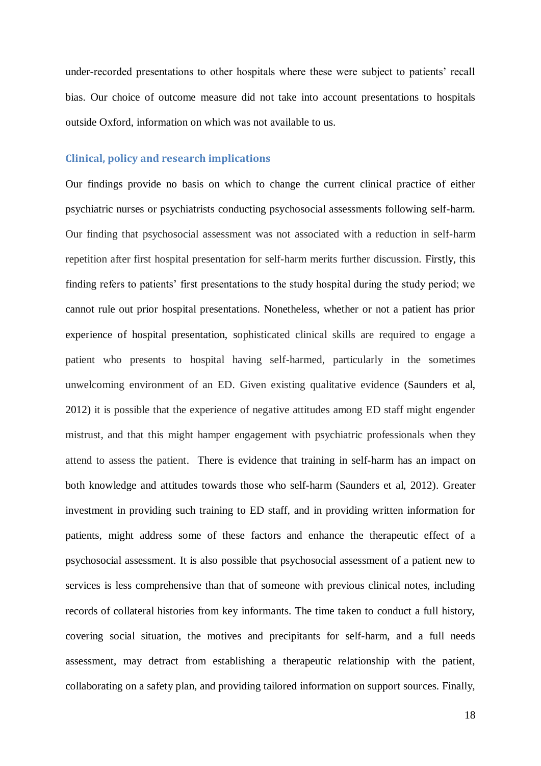under-recorded presentations to other hospitals where these were subject to patients' recall bias. Our choice of outcome measure did not take into account presentations to hospitals outside Oxford, information on which was not available to us.

### Clinical, policy and research implications

Our findings provide no basis on which to change the current clinical practice of either psychiatric nurses or psychiatrists conducting psychosocial assessments following self-harm. Our finding that psychosocial assessment was not associated with a reduction in self-harm repetition after first hospital presentation for self-harm merits further discussion. Firstly, this finding refers to patients' first presentations to the study hospital during the study period; we cannot rule out prior hospital presentations. Nonetheless, whether or not a patient has prior experience of hospital presentation, sophisticated clinical skills are required to engage a patient who presents to hospital having self-harmed, particularly in the sometimes unwelcoming environment of an ED. Given existing qualitative evidence (Saunders et al, 2012) it is possible that the experience of negative attitudes among ED staff might engender mistrust, and that this might hamper engagement with psychiatric professionals when they attend to assess the patient. There is evidence that training in self-harm has an impact on both knowledge and attitudes towards those who self-harm (Saunders et al, 2012). Greater investment in providing such training to ED staff, and in providing written information for patients, might address some of these factors and enhance the therapeutic effect of a psychosocial assessment. It is also possible that psychosocial assessment of a patient new to services is less comprehensive than that of someone with previous clinical notes, including records of collateral histories from key informants. The time taken to conduct a full history, covering social situation, the motives and precipitants for self-harm, and a full needs assessment, may detract from establishing a therapeutic relationship with the patient, collaborating on a safety plan, and providing tailored information on support sources. Finally,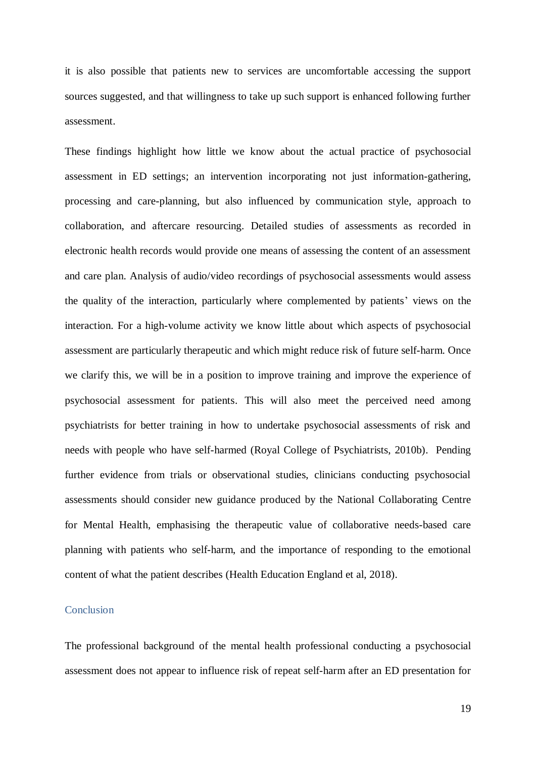it is also possible that patients new to services are uncomfortable accessing the support sources suggested, and that willingness to take up such support is enhanced following further assessment.

These findings highlight how little we know about the actual practice of psychosocial assessment in ED settings; an intervention incorporating not just information-gathering, processing and care-planning, but also influenced by communication style, approach to collaboration, and aftercare resourcing. Detailed studies of assessments as recorded in electronic health records would provide one means of assessing the content of an assessment and care plan. Analysis of audio/video recordings of psychosocial assessments would assess the quality of the interaction, particularly where complemented by patients' views on the interaction. For a high-volume activity we know little about which aspects of psychosocial assessment are particularly therapeutic and which might reduce risk of future self-harm. Once we clarify this, we will be in a position to improve training and improve the experience of psychosocial assessment for patients. This will also meet the perceived need among psychiatrists for better training in how to undertake psychosocial assessments of risk and needs with people who have self-harmed (Royal College of Psychiatrists, 2010b). Pending further evidence from trials or observational studies, clinicians conducting psychosocial assessments should consider new guidance produced by the National Collaborating Centre for Mental Health, emphasising the therapeutic value of collaborative needs-based care planning with patients who self-harm, and the importance of responding to the emotional content of what the patient describes (Health Education England et al, 2018).

## Conclusion

The professional background of the mental health professional conducting a psychosocial assessment does not appear to influence risk of repeat self-harm after an ED presentation for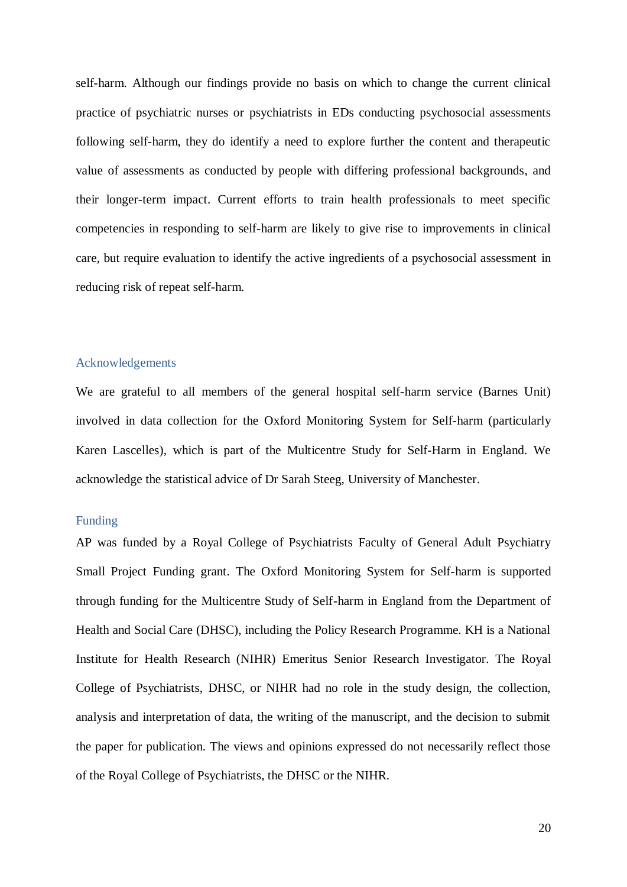self-harm. Although our findings provide no basis on which to change the current clinical practice of psychiatric nurses or psychiatrists in EDs conducting psychosocial assessments following self-harm, they do identify a need to explore further the content and therapeutic value of assessments as conducted by people with differing professional backgrounds, and their longer-term impact. Current efforts to train health professionals to meet specific competencies in responding to self-harm are likely to give rise to improvements in clinical care, but require evaluation to identify the active ingredients of a psychosocial assessment in reducing risk of repeat self-harm.

## Acknowledgements

We are grateful to all members of the general hospital self-harm service (Barnes Unit) involved in data collection for the Oxford Monitoring System for Self-harm (particularly Karen Lascelles), which is part of the Multicentre Study for Self-Harm in England. We acknowledge the statistical advice of Dr Sarah Steeg, University of Manchester.

## Funding

AP was funded by a Royal College of Psychiatrists Faculty of General Adult Psychiatry Small Project Funding grant. The Oxford Monitoring System for Self-harm is supported through funding for the Multicentre Study of Self-harm in England from the Department of Health and Social Care (DHSC), including the Policy Research Programme. KH is a National Institute for Health Research (NIHR) Emeritus Senior Research Investigator. The Royal College of Psychiatrists, DHSC, or NIHR had no role in the study design, the collection, analysis and interpretation of data, the writing of the manuscript, and the decision to submit the paper for publication. The views and opinions expressed do not necessarily reflect those of the Royal College of Psychiatrists, the DHSC or the NIHR.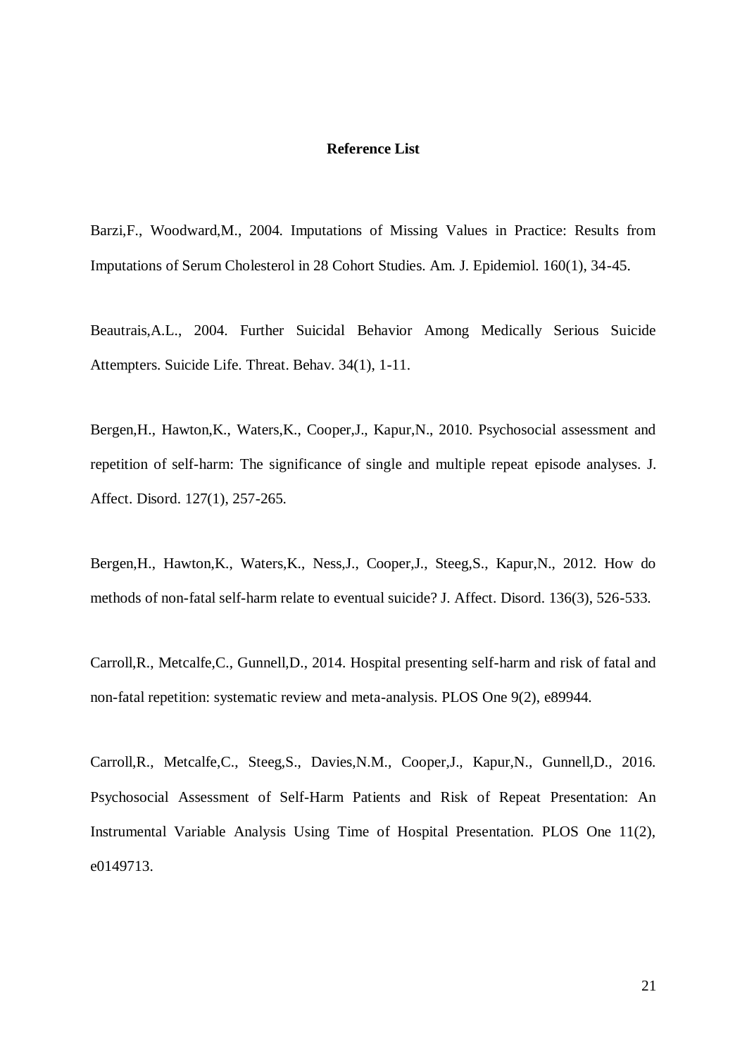**Reference List**

Barzi,F., Woodward,M., 2004. Imputations of Missing Values in Practice: Results from Imputations of Serum Cholesterol in 28 Cohort Studies. Am. J. Epidemiol. 160(1), 34-45.

Beautrais,A.L., 2004. Further Suicidal Behavior Among Medically Serious Suicide Attempters. Suicide Life. Threat. Behav. 34(1), 1-11.

Bergen,H., Hawton,K., Waters,K., Cooper,J., Kapur,N., 2010. Psychosocial assessment and repetition of self-harm: The significance of single and multiple repeat episode analyses. J. Affect. Disord. 127(1), 257-265.

Bergen,H., Hawton,K., Waters,K., Ness,J., Cooper,J., Steeg,S., Kapur,N., 2012. How do methods of non-fatal self-harm relate to eventual suicide? J. Affect. Disord. 136(3), 526-533.

Carroll,R., Metcalfe,C., Gunnell,D., 2014. Hospital presenting self-harm and risk of fatal and non-fatal repetition: systematic review and meta-analysis. PLOS One 9(2), e89944.

Carroll,R., Metcalfe,C., Steeg,S., Davies,N.M., Cooper,J., Kapur,N., Gunnell,D., 2016. Psychosocial Assessment of Self-Harm Patients and Risk of Repeat Presentation: An Instrumental Variable Analysis Using Time of Hospital Presentation. PLOS One 11(2), e0149713.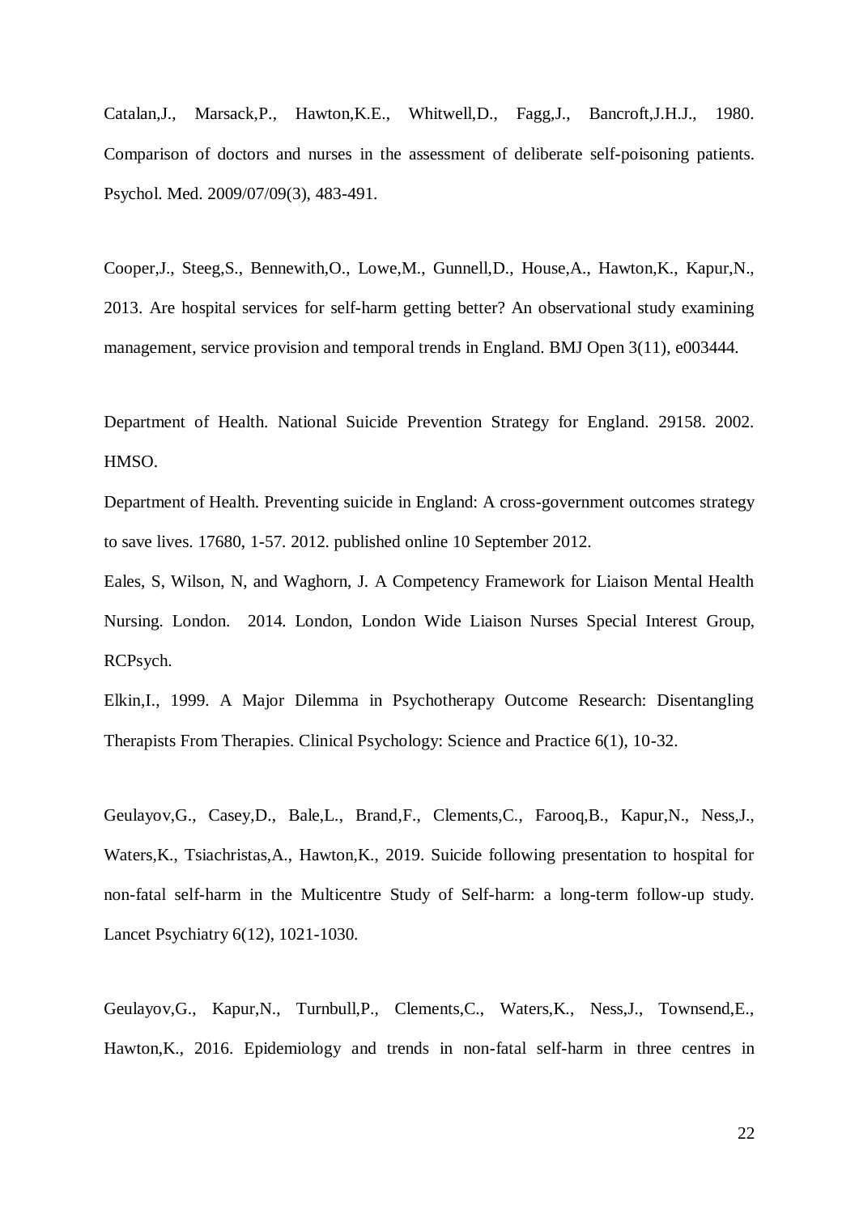Catalan,J., Marsack,P., Hawton,K.E., Whitwell,D., Fagg,J., Bancroft,J.H.J., 1980. Comparison of doctors and nurses in the assessment of deliberate self-poisoning patients. Psychol. Med. 2009/07/09(3), 483-491.

Cooper,J., Steeg,S., Bennewith,O., Lowe,M., Gunnell,D., House,A., Hawton,K., Kapur,N., 2013. Are hospital services for self-harm getting better? An observational study examining management, service provision and temporal trends in England. BMJ Open 3(11), e003444.

Department of Health. National Suicide Prevention Strategy for England. 29158. 2002. HMSO.

Department of Health. Preventing suicide in England: A cross-government outcomes strategy to save lives. 17680, 1-57. 2012. published online 10 September 2012.

Eales, S, Wilson, N, and Waghorn, J. A Competency Framework for Liaison Mental Health Nursing. London. 2014. London, London Wide Liaison Nurses Special Interest Group, RCPsych.

Elkin,I., 1999. A Major Dilemma in Psychotherapy Outcome Research: Disentangling Therapists From Therapies. Clinical Psychology: Science and Practice 6(1), 10-32.

Geulayov,G., Casey,D., Bale,L., Brand,F., Clements,C., Farooq,B., Kapur,N., Ness,J., Waters,K., Tsiachristas,A., Hawton,K., 2019. Suicide following presentation to hospital for non-fatal self-harm in the Multicentre Study of Self-harm: a long-term follow-up study. Lancet Psychiatry 6(12), 1021-1030.

Geulayov,G., Kapur,N., Turnbull,P., Clements,C., Waters,K., Ness,J., Townsend,E., Hawton,K., 2016. Epidemiology and trends in non-fatal self-harm in three centres in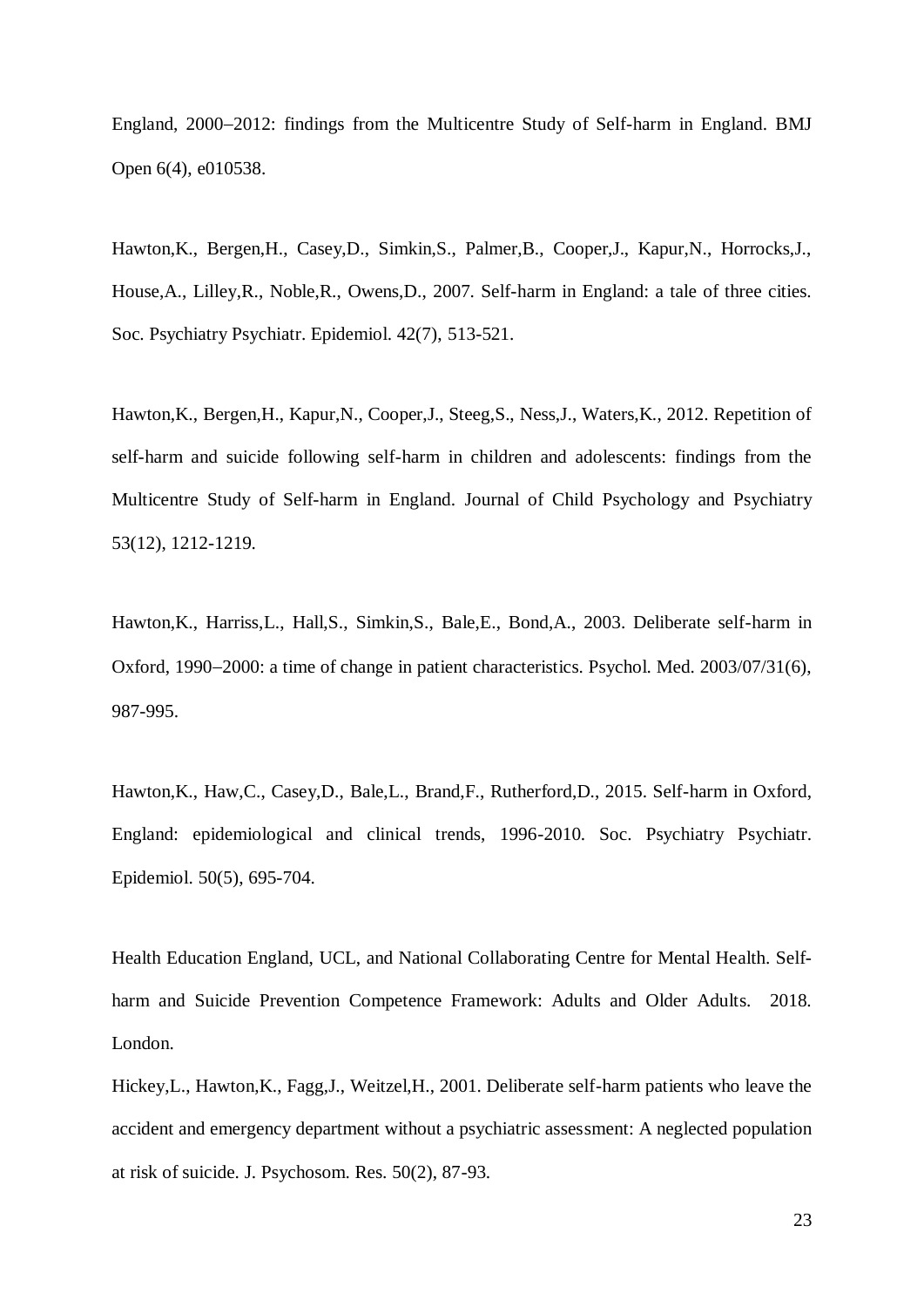England, 2000–2012: findings from the Multicentre Study of Self-harm in England. BMJ Open 6(4), e010538.

Hawton,K., Bergen,H., Casey,D., Simkin,S., Palmer,B., Cooper,J., Kapur,N., Horrocks,J., House,A., Lilley,R., Noble,R., Owens,D., 2007. Self-harm in England: a tale of three cities. Soc. Psychiatry Psychiatr. Epidemiol. 42(7), 513-521.

Hawton,K., Bergen,H., Kapur,N., Cooper,J., Steeg,S., Ness,J., Waters,K., 2012. Repetition of self-harm and suicide following self-harm in children and adolescents: findings from the Multicentre Study of Self-harm in England. Journal of Child Psychology and Psychiatry 53(12), 1212-1219.

Hawton,K., Harriss,L., Hall,S., Simkin,S., Bale,E., Bond,A., 2003. Deliberate self-harm in Oxford, 1990–2000: a time of change in patient characteristics. Psychol. Med. 2003/07/31(6), 987-995.

Hawton,K., Haw,C., Casey,D., Bale,L., Brand,F., Rutherford,D., 2015. Self-harm in Oxford, England: epidemiological and clinical trends, 1996-2010. Soc. Psychiatry Psychiatr. Epidemiol. 50(5), 695-704.

Health Education England, UCL, and National Collaborating Centre for Mental Health. Self-harm and Suicide Prevention Competence Framework: Adults and Older Adults. 2018. London.

Hickey,L., Hawton,K., Fagg,J., Weitzel,H., 2001. Deliberate self-harm patients who leave the accident and emergency department without a psychiatric assessment: A neglected population at risk of suicide. J. Psychosom. Res. 50(2), 87-93.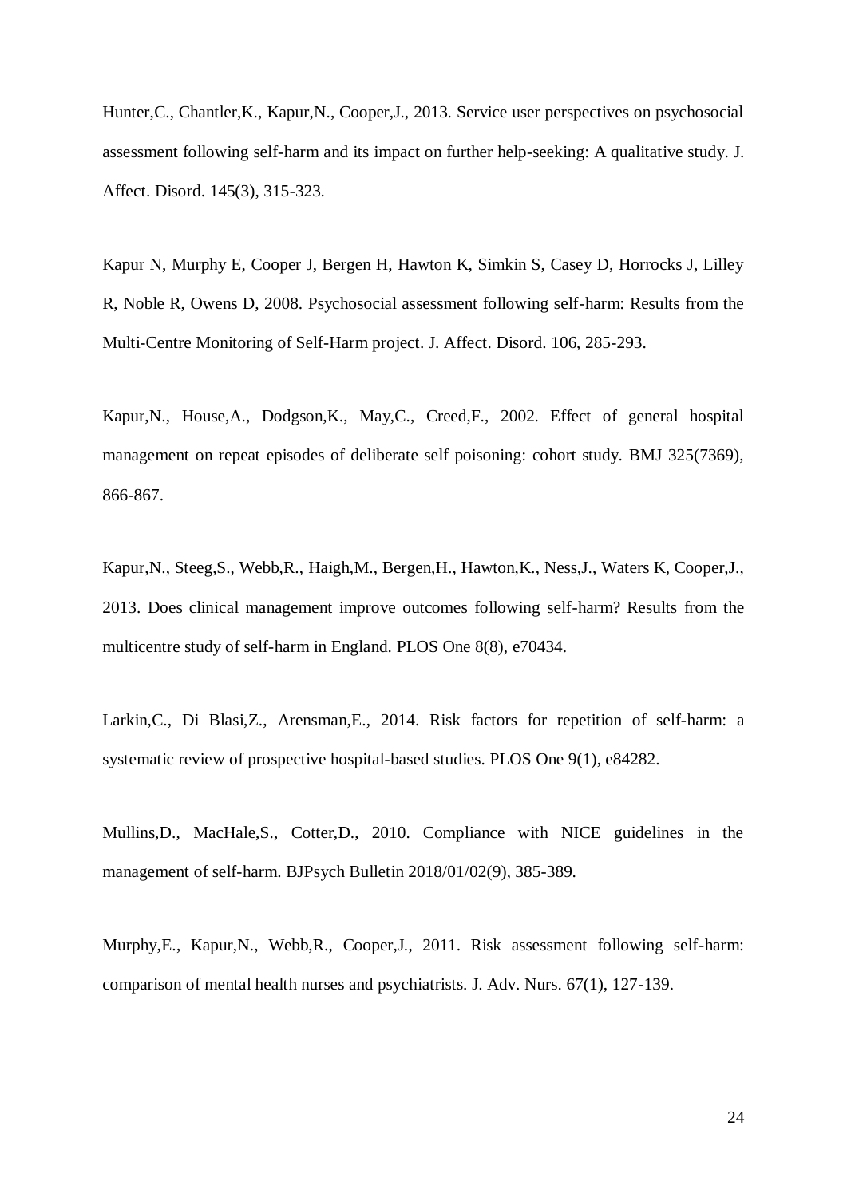Hunter,C., Chantler,K., Kapur,N., Cooper,J., 2013. Service user perspectives on psychosocial assessment following self-harm and its impact on further help-seeking: A qualitative study. J. Affect. Disord. 145(3), 315-323.

Kapur N, Murphy E, Cooper J, Bergen H, Hawton K, Simkin S, Casey D, Horrocks J, Lilley R, Noble R, Owens D, 2008. Psychosocial assessment following self-harm: Results from the Multi-Centre Monitoring of Self-Harm project. J. Affect. Disord. 106, 285-293.

Kapur,N., House,A., Dodgson,K., May,C., Creed,F., 2002. Effect of general hospital management on repeat episodes of deliberate self poisoning: cohort study. BMJ 325(7369), 866-867.

Kapur,N., Steeg,S., Webb,R., Haigh,M., Bergen,H., Hawton,K., Ness,J., Waters K, Cooper,J., 2013. Does clinical management improve outcomes following self-harm? Results from the multicentre study of self-harm in England. PLOS One 8(8), e70434.

Larkin,C., Di Blasi,Z., Arensman,E., 2014. Risk factors for repetition of self-harm: a systematic review of prospective hospital-based studies. PLOS One 9(1), e84282.

Mullins,D., MacHale,S., Cotter,D., 2010. Compliance with NICE guidelines in the management of self-harm. BJPsych Bulletin 2018/01/02(9), 385-389.

Murphy,E., Kapur,N., Webb,R., Cooper,J., 2011. Risk assessment following self-harm: comparison of mental health nurses and psychiatrists. J. Adv. Nurs. 67(1), 127-139.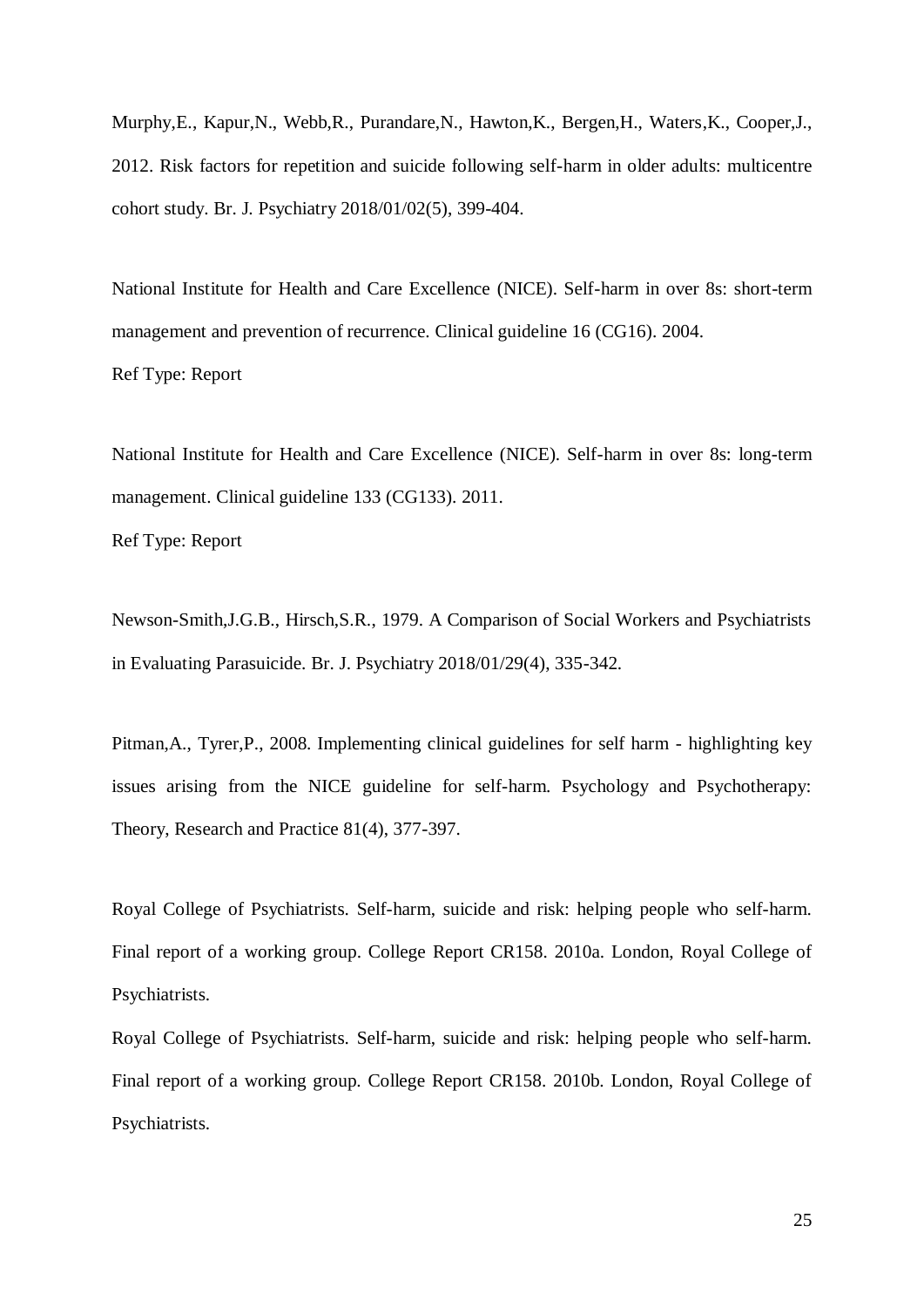Murphy,E., Kapur,N., Webb,R., Purandare,N., Hawton,K., Bergen,H., Waters,K., Cooper,J., 2012. Risk factors for repetition and suicide following self-harm in older adults: multicentre cohort study. Br. J. Psychiatry 2018/01/02(5), 399-404.

National Institute for Health and Care Excellence (NICE). Self-harm in over 8s: short-term management and prevention of recurrence. Clinical guideline 16 (CG16). 2004.
Ref Type: Report

National Institute for Health and Care Excellence (NICE). Self-harm in over 8s: long-term management. Clinical guideline 133 (CG133). 2011.
Ref Type: Report

Newson-Smith,J.G.B., Hirsch,S.R., 1979. A Comparison of Social Workers and Psychiatrists in Evaluating Parasuicide. Br. J. Psychiatry 2018/01/29(4), 335-342.

Pitman,A., Tyrer,P., 2008. Implementing clinical guidelines for self harm - highlighting key issues arising from the NICE guideline for self-harm. Psychology and Psychotherapy: Theory, Research and Practice 81(4), 377-397.

Royal College of Psychiatrists. Self-harm, suicide and risk: helping people who self-harm. Final report of a working group. College Report CR158. 2010a. London, Royal College of Psychiatrists.

Royal College of Psychiatrists. Self-harm, suicide and risk: helping people who self-harm. Final report of a working group. College Report CR158. 2010b. London, Royal College of Psychiatrists.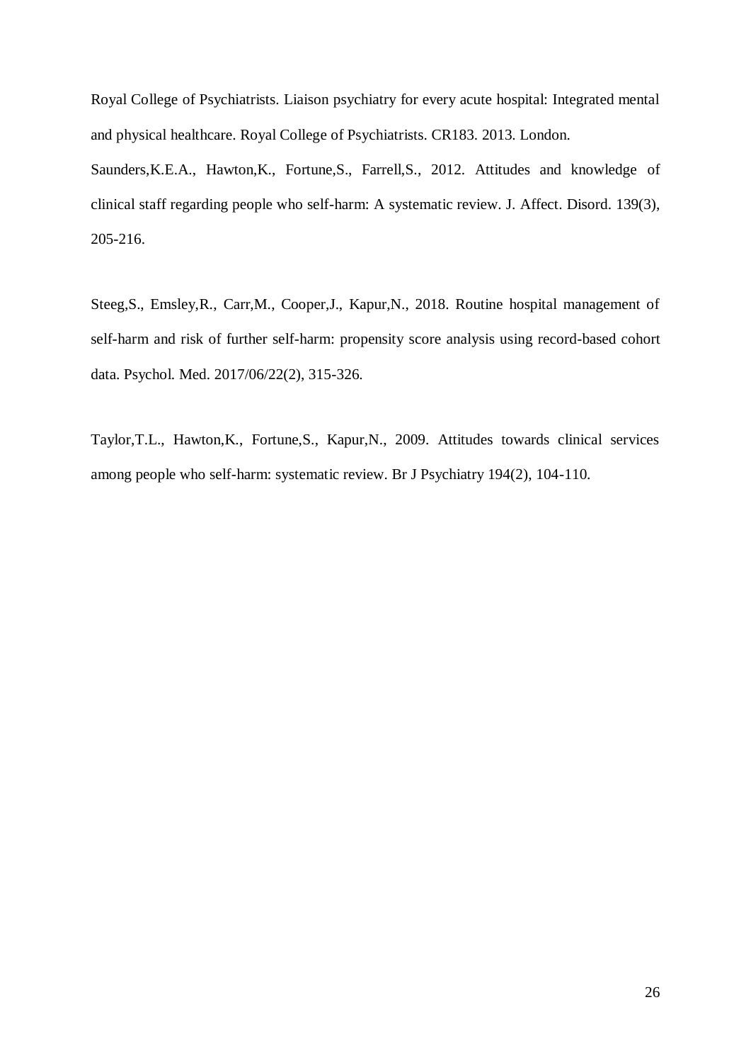Royal College of Psychiatrists. Liaison psychiatry for every acute hospital: Integrated mental and physical healthcare. Royal College of Psychiatrists. CR183. 2013. London.

Saunders,K.E.A., Hawton,K., Fortune,S., Farrell,S., 2012. Attitudes and knowledge of clinical staff regarding people who self-harm: A systematic review. J. Affect. Disord. 139(3), 205-216.

Steeg,S., Emsley,R., Carr,M., Cooper,J., Kapur,N., 2018. Routine hospital management of self-harm and risk of further self-harm: propensity score analysis using record-based cohort data. Psychol. Med. 2017/06/22(2), 315-326.

Taylor,T.L., Hawton,K., Fortune,S., Kapur,N., 2009. Attitudes towards clinical services among people who self-harm: systematic review. Br J Psychiatry 194(2), 104-110.